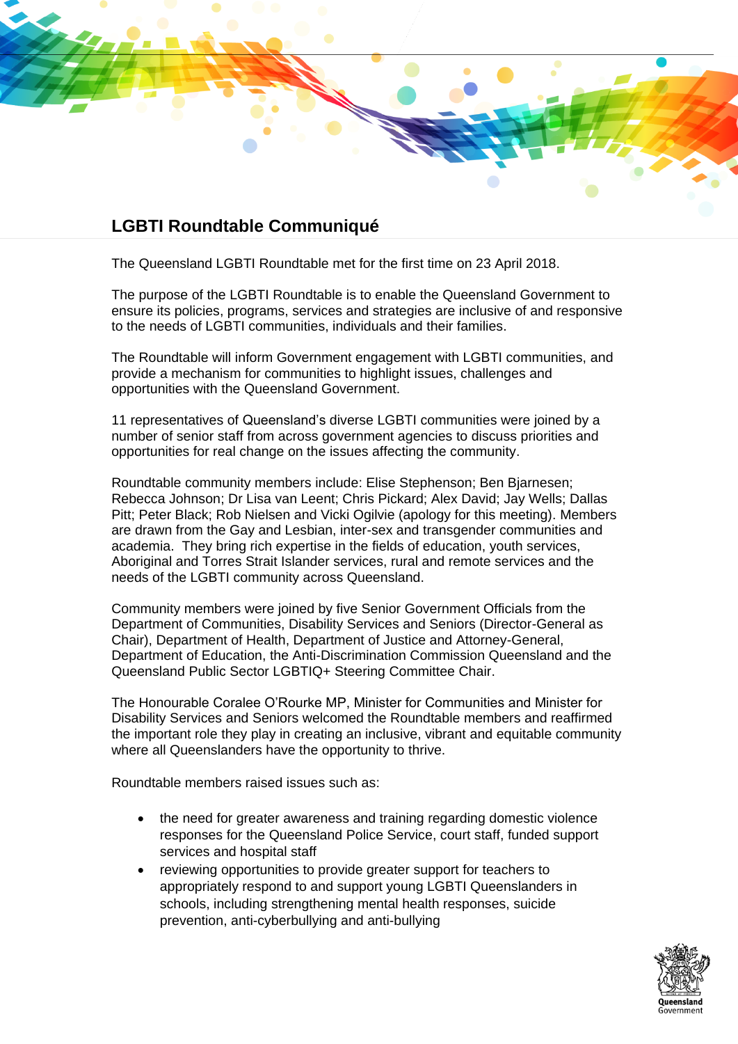# LGBTI Roundtable Communiqué

The Queensland LGBTI Roundtable met for the first time on 23 April 2018.

The purpose of the LGBTI Roundtable is to enable the Queensland Government to ensure its policies, programs, services and strategies are inclusive of and responsive to the needs of LGBTI communities, individuals and their families.

The Roundtable will inform Government engagement with LGBTI communities, and provide a mechanism for communities to highlight issues, challenges and opportunities with the Queensland Government.

11 representatives of Queensland's diverse LGBTI communities were joined by a number of senior staff from across government agencies to discuss priorities and opportunities for real change on the issues affecting the community.

Roundtable community members include: Elise Stephenson; Ben Bjarnesen; Rebecca Johnson; Dr Lisa van Leent; Chris Pickard; Alex David; Jay Wells; Dallas Pitt; Peter Black; Rob Nielsen and Vicki Ogilvie (apology for this meeting). Members are drawn from the Gay and Lesbian, inter-sex and transgender communities and academia. They bring rich expertise in the fields of education, youth services, Aboriginal and Torres Strait Islander services, rural and remote services and the needs of the LGBTI community across Queensland.

Community members were joined by five Senior Government Officials from the Department of Communities, Disability Services and Seniors (Director-General as Chair), Department of Health, Department of Justice and Attorney-General, Department of Education, the Anti-Discrimination Commission Queensland and the Queensland Public Sector LGBTIQ+ Steering Committee Chair.

The Honourable Coralee O'Rourke MP, Minister for Communities and Minister for Disability Services and Seniors welcomed the Roundtable members and reaffirmed the important role they play in creating an inclusive, vibrant and equitable community where all Queenslanders have the opportunity to thrive.

Roundtable members raised issues such as:

- the need for greater awareness and training regarding domestic violence responses for the Queensland Police Service, court staff, funded support services and hospital staff
- reviewing opportunities to provide greater support for teachers to appropriately respond to and support young LGBTI Queenslanders in schools, including strengthening mental health responses, suicide prevention, anti-cyberbullying and anti-bullying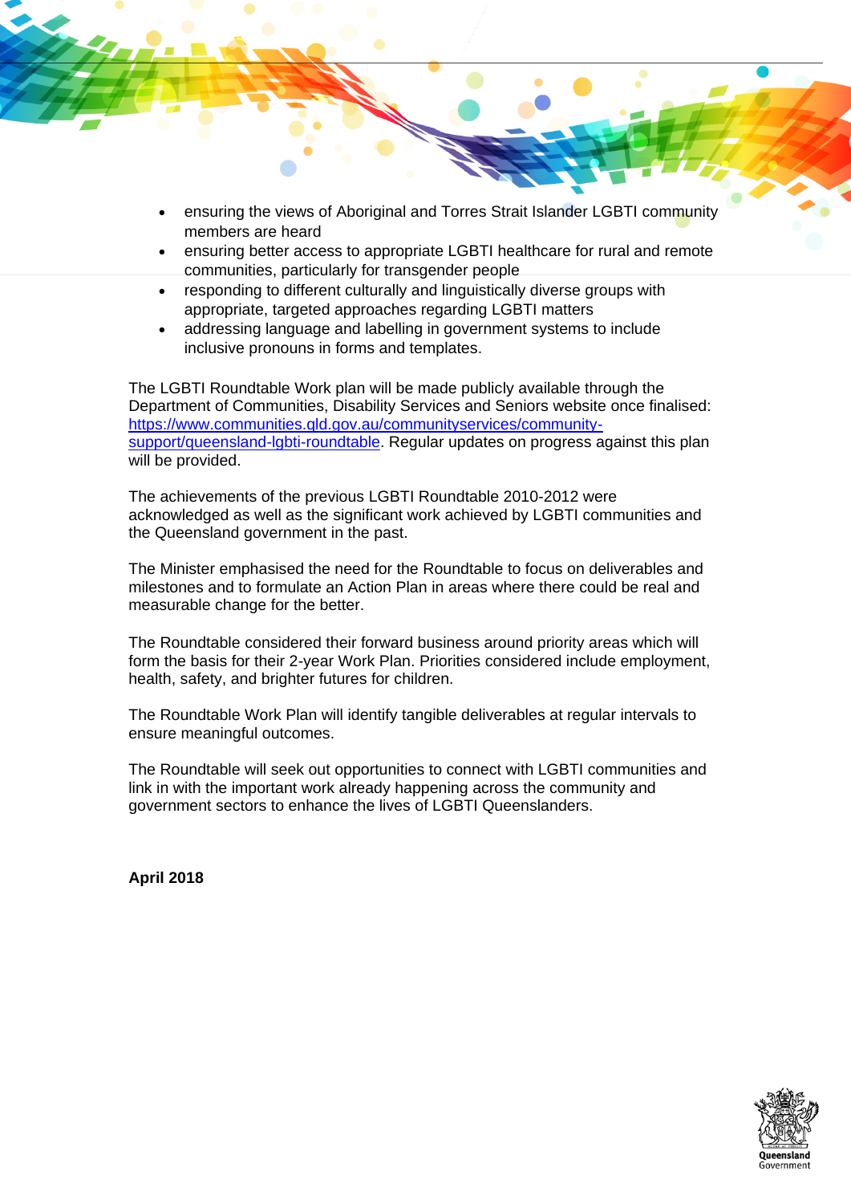- ensuring the views of Aboriginal and Torres Strait Islander LGBTI community members are heard
- ensuring better access to appropriate LGBTI healthcare for rural and remote communities, particularly for transgender people
- responding to different culturally and linguistically diverse groups with appropriate, targeted approaches regarding LGBTI matters
- addressing language and labelling in government systems to include inclusive pronouns in forms and templates.

The LGBTI Roundtable Work plan will be made publicly available through the Department of Communities, Disability Services and Seniors website once finalised: [https://www.communities.qld.gov.au/communityservices/community-support/queensland-lgbti-roundtable](https://www.communities.qld.gov.au/communityservices/community-support/queensland-lgbti-roundtable). Regular updates on progress against this plan will be provided.

The achievements of the previous LGBTI Roundtable 2010-2012 were acknowledged as well as the significant work achieved by LGBTI communities and the Queensland government in the past.

The Minister emphasised the need for the Roundtable to focus on deliverables and milestones and to formulate an Action Plan in areas where there could be real and measurable change for the better.

The Roundtable considered their forward business around priority areas which will form the basis for their 2-year Work Plan. Priorities considered include employment, health, safety, and brighter futures for children.

The Roundtable Work Plan will identify tangible deliverables at regular intervals to ensure meaningful outcomes.

The Roundtable will seek out opportunities to connect with LGBTI communities and link in with the important work already happening across the community and government sectors to enhance the lives of LGBTI Queenslanders.

**April 2018**